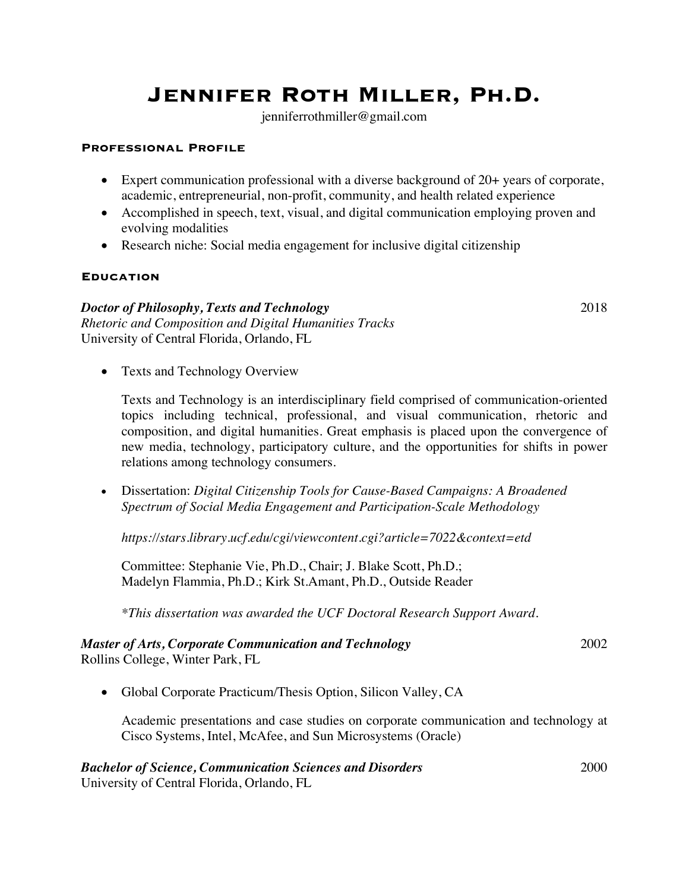# Jennifer Roth Miller, Ph.D.

jenniferrothmiller@gmail.com

## Professional Profile

- Expert communication professional with a diverse background of 20+ years of corporate, academic, entrepreneurial, non-profit, community, and health related experience
- Accomplished in speech, text, visual, and digital communication employing proven and evolving modalities
- Research niche: Social media engagement for inclusive digital citizenship

## Education

***Doctor of Philosophy, Texts and Technology*** 2018
*Rhetoric and Composition and Digital Humanities Tracks*
University of Central Florida, Orlando, FL

- Texts and Technology Overview

  Texts and Technology is an interdisciplinary field comprised of communication-oriented topics including technical, professional, and visual communication, rhetoric and composition, and digital humanities. Great emphasis is placed upon the convergence of new media, technology, participatory culture, and the opportunities for shifts in power relations among technology consumers.

- Dissertation: *Digital Citizenship Tools for Cause-Based Campaigns: A Broadened Spectrum of Social Media Engagement and Participation-Scale Methodology*

  *https://stars.library.ucf.edu/cgi/viewcontent.cgi?article=7022&context=etd*

  Committee: Stephanie Vie, Ph.D., Chair; J. Blake Scott, Ph.D.; Madelyn Flammia, Ph.D.; Kirk St.Amant, Ph.D., Outside Reader

  *\*This dissertation was awarded the UCF Doctoral Research Support Award.*

***Master of Arts, Corporate Communication and Technology*** 2002
Rollins College, Winter Park, FL

- Global Corporate Practicum/Thesis Option, Silicon Valley, CA

  Academic presentations and case studies on corporate communication and technology at Cisco Systems, Intel, McAfee, and Sun Microsystems (Oracle)

***Bachelor of Science, Communication Sciences and Disorders*** 2000
University of Central Florida, Orlando, FL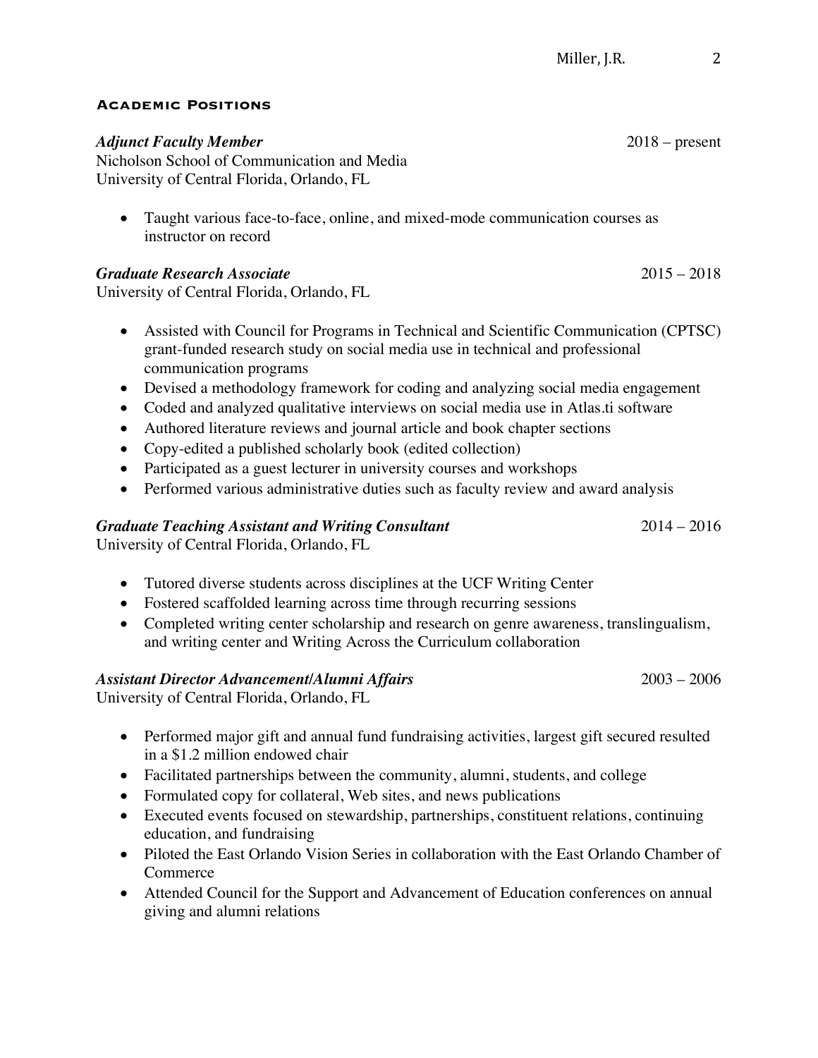## Academic Positions

***Adjunct Faculty Member*** 2018 – present
Nicholson School of Communication and Media
University of Central Florida, Orlando, FL

- Taught various face-to-face, online, and mixed-mode communication courses as instructor on record

***Graduate Research Associate*** 2015 – 2018
University of Central Florida, Orlando, FL

- Assisted with Council for Programs in Technical and Scientific Communication (CPTSC) grant-funded research study on social media use in technical and professional communication programs
- Devised a methodology framework for coding and analyzing social media engagement
- Coded and analyzed qualitative interviews on social media use in Atlas.ti software
- Authored literature reviews and journal article and book chapter sections
- Copy-edited a published scholarly book (edited collection)
- Participated as a guest lecturer in university courses and workshops
- Performed various administrative duties such as faculty review and award analysis

***Graduate Teaching Assistant and Writing Consultant*** 2014 – 2016
University of Central Florida, Orlando, FL

- Tutored diverse students across disciplines at the UCF Writing Center
- Fostered scaffolded learning across time through recurring sessions
- Completed writing center scholarship and research on genre awareness, translingualism, and writing center and Writing Across the Curriculum collaboration

***Assistant Director Advancement/Alumni Affairs*** 2003 – 2006
University of Central Florida, Orlando, FL

- Performed major gift and annual fund fundraising activities, largest gift secured resulted in a $1.2 million endowed chair
- Facilitated partnerships between the community, alumni, students, and college
- Formulated copy for collateral, Web sites, and news publications
- Executed events focused on stewardship, partnerships, constituent relations, continuing education, and fundraising
- Piloted the East Orlando Vision Series in collaboration with the East Orlando Chamber of Commerce
- Attended Council for the Support and Advancement of Education conferences on annual giving and alumni relations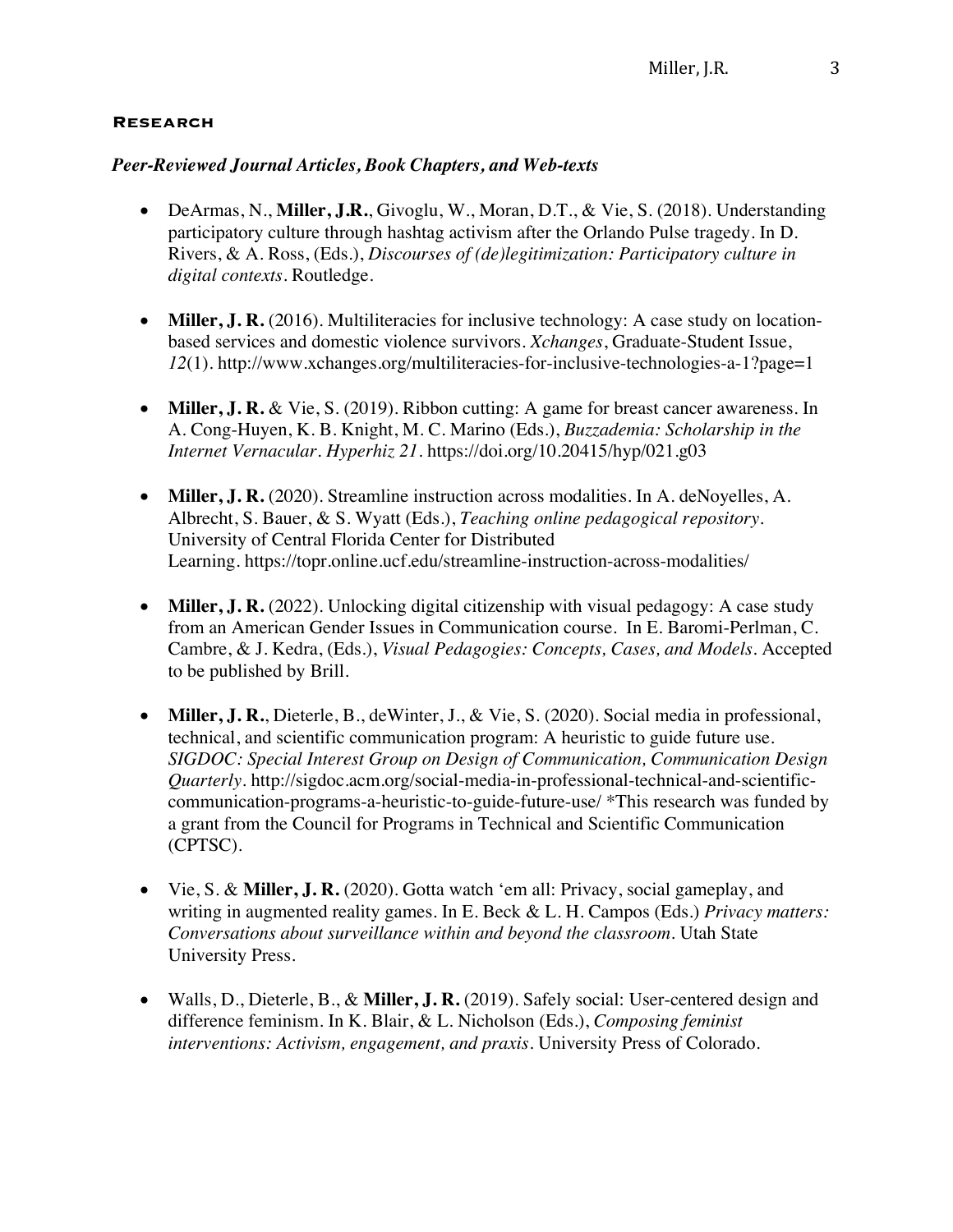## Research

### *Peer-Reviewed Journal Articles, Book Chapters, and Web-texts*

- DeArmas, N., **Miller, J.R.**, Givoglu, W., Moran, D.T., & Vie, S. (2018). Understanding participatory culture through hashtag activism after the Orlando Pulse tragedy. In D. Rivers, & A. Ross, (Eds.), *Discourses of (de)legitimization: Participatory culture in digital contexts*. Routledge.

- **Miller, J. R.** (2016). Multiliteracies for inclusive technology: A case study on location-based services and domestic violence survivors. *Xchanges*, Graduate-Student Issue, *12*(1). http://www.xchanges.org/multiliteracies-for-inclusive-technologies-a-1?page=1

- **Miller, J. R.** & Vie, S. (2019). Ribbon cutting: A game for breast cancer awareness. In A. Cong-Huyen, K. B. Knight, M. C. Marino (Eds.), *Buzzademia: Scholarship in the Internet Vernacular*. *Hyperhiz 21*. https://doi.org/10.20415/hyp/021.g03

- **Miller, J. R.** (2020). Streamline instruction across modalities. In A. deNoyelles, A. Albrecht, S. Bauer, & S. Wyatt (Eds.), *Teaching online pedagogical repository*. University of Central Florida Center for Distributed Learning. https://topr.online.ucf.edu/streamline-instruction-across-modalities/

- **Miller, J. R.** (2022). Unlocking digital citizenship with visual pedagogy: A case study from an American Gender Issues in Communication course. In E. Baromi-Perlman, C. Cambre, & J. Kedra, (Eds.), *Visual Pedagogies: Concepts, Cases, and Models*. Accepted to be published by Brill.

- **Miller, J. R.**, Dieterle, B., deWinter, J., & Vie, S. (2020). Social media in professional, technical, and scientific communication program: A heuristic to guide future use. *SIGDOC: Special Interest Group on Design of Communication, Communication Design Quarterly*. http://sigdoc.acm.org/social-media-in-professional-technical-and-scientific-communication-programs-a-heuristic-to-guide-future-use/ *This research was funded by a grant from the Council for Programs in Technical and Scientific Communication (CPTSC).

- Vie, S. & **Miller, J. R.** (2020). Gotta watch 'em all: Privacy, social gameplay, and writing in augmented reality games. In E. Beck & L. H. Campos (Eds.) *Privacy matters: Conversations about surveillance within and beyond the classroom*. Utah State University Press.

- Walls, D., Dieterle, B., & **Miller, J. R.** (2019). Safely social: User-centered design and difference feminism. In K. Blair, & L. Nicholson (Eds.), *Composing feminist interventions: Activism, engagement, and praxis*. University Press of Colorado.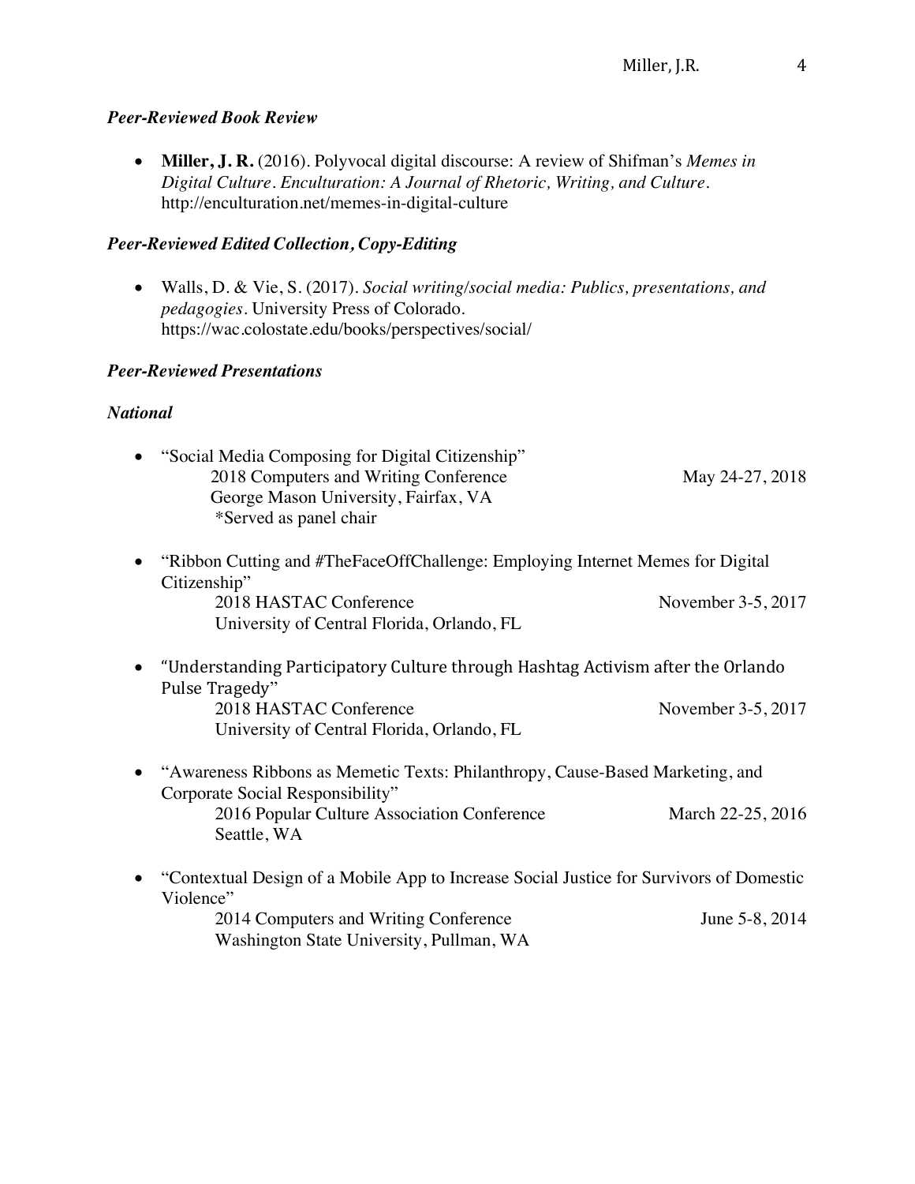***Peer-Reviewed Book Review***

- **Miller, J. R.** (2016). Polyvocal digital discourse: A review of Shifman's *Memes in Digital Culture*. *Enculturation: A Journal of Rhetoric, Writing, and Culture*. http://enculturation.net/memes-in-digital-culture

***Peer-Reviewed Edited Collection, Copy-Editing***

- Walls, D. & Vie, S. (2017). *Social writing/social media: Publics, presentations, and pedagogies*. University Press of Colorado. https://wac.colostate.edu/books/perspectives/social/

***Peer-Reviewed Presentations***

***National***

- "Social Media Composing for Digital Citizenship"
  2018 Computers and Writing Conference — May 24-27, 2018
  George Mason University, Fairfax, VA
  *Served as panel chair

- "Ribbon Cutting and #TheFaceOffChallenge: Employing Internet Memes for Digital Citizenship"
  2018 HASTAC Conference — November 3-5, 2017
  University of Central Florida, Orlando, FL

- "Understanding Participatory Culture through Hashtag Activism after the Orlando Pulse Tragedy"
  2018 HASTAC Conference — November 3-5, 2017
  University of Central Florida, Orlando, FL

- "Awareness Ribbons as Memetic Texts: Philanthropy, Cause-Based Marketing, and Corporate Social Responsibility"
  2016 Popular Culture Association Conference — March 22-25, 2016
  Seattle, WA

- "Contextual Design of a Mobile App to Increase Social Justice for Survivors of Domestic Violence"
  2014 Computers and Writing Conference — June 5-8, 2014
  Washington State University, Pullman, WA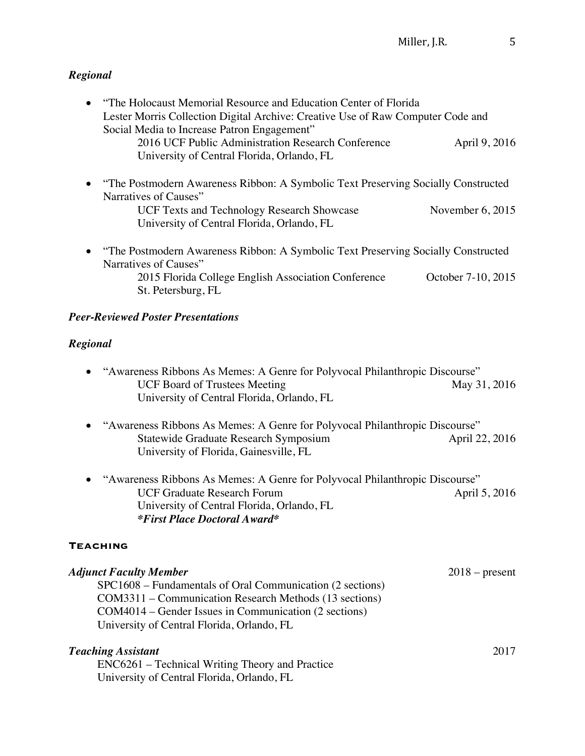### *Regional*

- "The Holocaust Memorial Resource and Education Center of Florida Lester Morris Collection Digital Archive: Creative Use of Raw Computer Code and Social Media to Increase Patron Engagement"
  2016 UCF Public Administration Research Conference — April 9, 2016
  University of Central Florida, Orlando, FL

- "The Postmodern Awareness Ribbon: A Symbolic Text Preserving Socially Constructed Narratives of Causes"
  UCF Texts and Technology Research Showcase — November 6, 2015
  University of Central Florida, Orlando, FL

- "The Postmodern Awareness Ribbon: A Symbolic Text Preserving Socially Constructed Narratives of Causes"
  2015 Florida College English Association Conference — October 7-10, 2015
  St. Petersburg, FL

### *Peer-Reviewed Poster Presentations*

### *Regional*

- "Awareness Ribbons As Memes: A Genre for Polyvocal Philanthropic Discourse"
  UCF Board of Trustees Meeting — May 31, 2016
  University of Central Florida, Orlando, FL

- "Awareness Ribbons As Memes: A Genre for Polyvocal Philanthropic Discourse"
  Statewide Graduate Research Symposium — April 22, 2016
  University of Florida, Gainesville, FL

- "Awareness Ribbons As Memes: A Genre for Polyvocal Philanthropic Discourse"
  UCF Graduate Research Forum — April 5, 2016
  University of Central Florida, Orlando, FL
  ***First Place Doctoral Award***

## TEACHING

***Adjunct Faculty Member*** — 2018 – present

SPC1608 – Fundamentals of Oral Communication (2 sections)
COM3311 – Communication Research Methods (13 sections)
COM4014 – Gender Issues in Communication (2 sections)
University of Central Florida, Orlando, FL

***Teaching Assistant*** — 2017

ENC6261 – Technical Writing Theory and Practice
University of Central Florida, Orlando, FL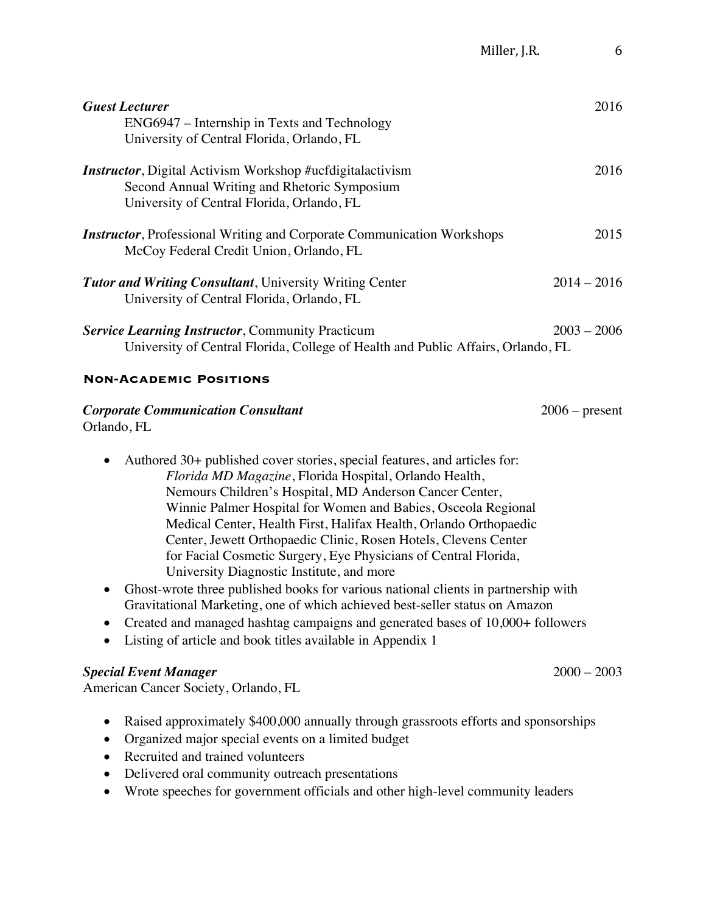***Guest Lecturer*** 2016
ENG6947 – Internship in Texts and Technology
University of Central Florida, Orlando, FL

***Instructor***, Digital Activism Workshop #ucfdigitalactivism 2016
Second Annual Writing and Rhetoric Symposium
University of Central Florida, Orlando, FL

***Instructor***, Professional Writing and Corporate Communication Workshops 2015
McCoy Federal Credit Union, Orlando, FL

***Tutor and Writing Consultant***, University Writing Center 2014 – 2016
University of Central Florida, Orlando, FL

***Service Learning Instructor***, Community Practicum 2003 – 2006
University of Central Florida, College of Health and Public Affairs, Orlando, FL

### Non-Academic Positions

***Corporate Communication Consultant*** 2006 – present
Orlando, FL

- Authored 30+ published cover stories, special features, and articles for: *Florida MD Magazine*, Florida Hospital, Orlando Health, Nemours Children's Hospital, MD Anderson Cancer Center, Winnie Palmer Hospital for Women and Babies, Osceola Regional Medical Center, Health First, Halifax Health, Orlando Orthopaedic Center, Jewett Orthopaedic Clinic, Rosen Hotels, Clevens Center for Facial Cosmetic Surgery, Eye Physicians of Central Florida, University Diagnostic Institute, and more
- Ghost-wrote three published books for various national clients in partnership with Gravitational Marketing, one of which achieved best-seller status on Amazon
- Created and managed hashtag campaigns and generated bases of 10,000+ followers
- Listing of article and book titles available in Appendix 1

***Special Event Manager*** 2000 – 2003
American Cancer Society, Orlando, FL

- Raised approximately $400,000 annually through grassroots efforts and sponsorships
- Organized major special events on a limited budget
- Recruited and trained volunteers
- Delivered oral community outreach presentations
- Wrote speeches for government officials and other high-level community leaders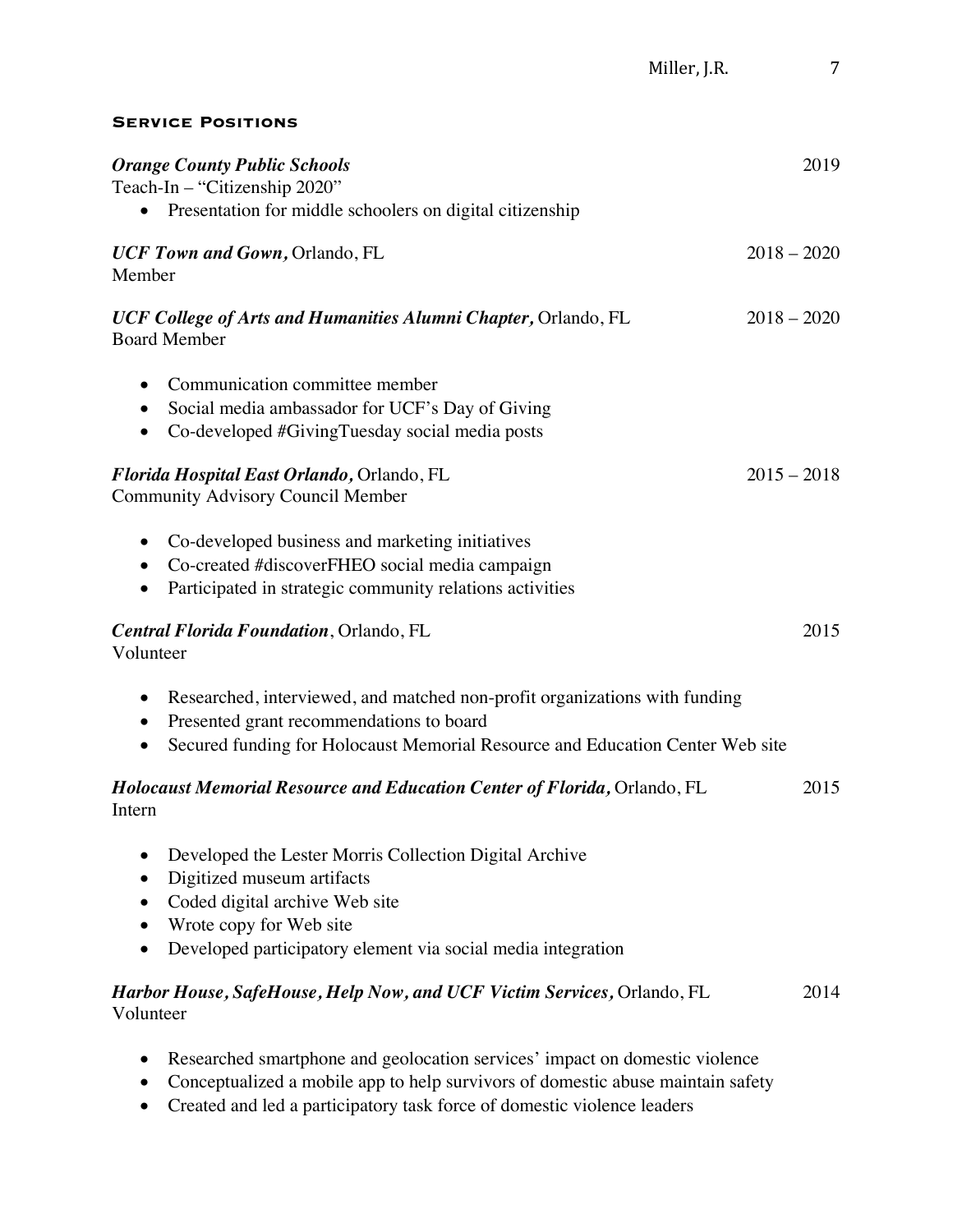## Service Positions

***Orange County Public Schools*** 2019
Teach-In – "Citizenship 2020"

- Presentation for middle schoolers on digital citizenship

***UCF Town and Gown,*** Orlando, FL 2018 – 2020
Member

***UCF College of Arts and Humanities Alumni Chapter,*** Orlando, FL 2018 – 2020
Board Member

- Communication committee member
- Social media ambassador for UCF's Day of Giving
- Co-developed #GivingTuesday social media posts

***Florida Hospital East Orlando,*** Orlando, FL 2015 – 2018
Community Advisory Council Member

- Co-developed business and marketing initiatives
- Co-created #discoverFHEO social media campaign
- Participated in strategic community relations activities

***Central Florida Foundation***, Orlando, FL 2015
Volunteer

- Researched, interviewed, and matched non-profit organizations with funding
- Presented grant recommendations to board
- Secured funding for Holocaust Memorial Resource and Education Center Web site

***Holocaust Memorial Resource and Education Center of Florida,*** Orlando, FL 2015
Intern

- Developed the Lester Morris Collection Digital Archive
- Digitized museum artifacts
- Coded digital archive Web site
- Wrote copy for Web site
- Developed participatory element via social media integration

***Harbor House, SafeHouse, Help Now, and UCF Victim Services,*** Orlando, FL 2014
Volunteer

- Researched smartphone and geolocation services' impact on domestic violence
- Conceptualized a mobile app to help survivors of domestic abuse maintain safety
- Created and led a participatory task force of domestic violence leaders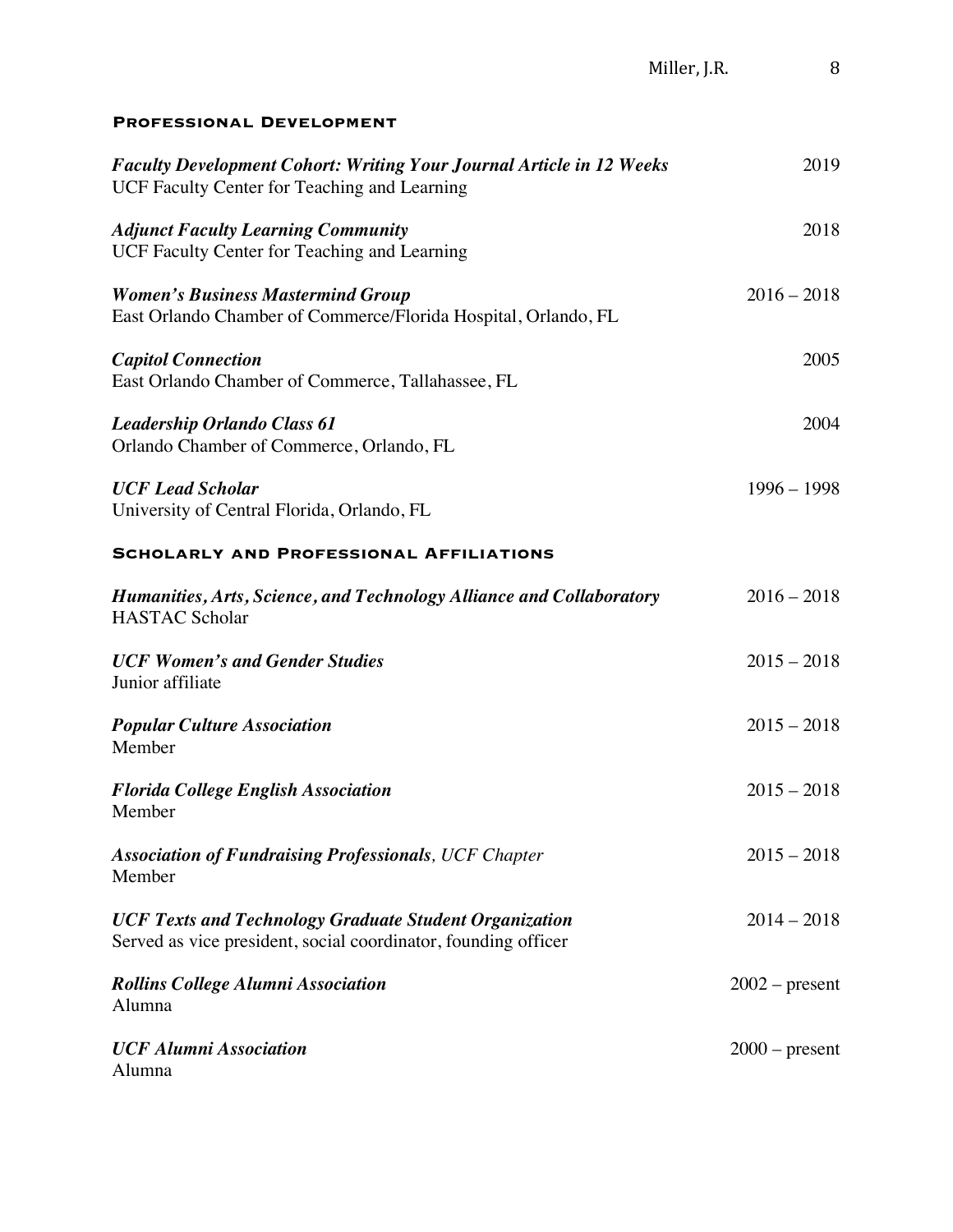## Professional Development

***Faculty Development Cohort: Writing Your Journal Article in 12 Weeks*** — 2019
UCF Faculty Center for Teaching and Learning

***Adjunct Faculty Learning Community*** — 2018
UCF Faculty Center for Teaching and Learning

***Women's Business Mastermind Group*** — 2016 – 2018
East Orlando Chamber of Commerce/Florida Hospital, Orlando, FL

***Capitol Connection*** — 2005
East Orlando Chamber of Commerce, Tallahassee, FL

***Leadership Orlando Class 61*** — 2004
Orlando Chamber of Commerce, Orlando, FL

***UCF Lead Scholar*** — 1996 – 1998
University of Central Florida, Orlando, FL

## Scholarly and Professional Affiliations

***Humanities, Arts, Science, and Technology Alliance and Collaboratory*** — 2016 – 2018
HASTAC Scholar

***UCF Women's and Gender Studies*** — 2015 – 2018
Junior affiliate

***Popular Culture Association*** — 2015 – 2018
Member

***Florida College English Association*** — 2015 – 2018
Member

***Association of Fundraising Professionals****, UCF Chapter* — 2015 – 2018
Member

***UCF Texts and Technology Graduate Student Organization*** — 2014 – 2018
Served as vice president, social coordinator, founding officer

***Rollins College Alumni Association*** — 2002 – present
Alumna

***UCF Alumni Association*** — 2000 – present
Alumna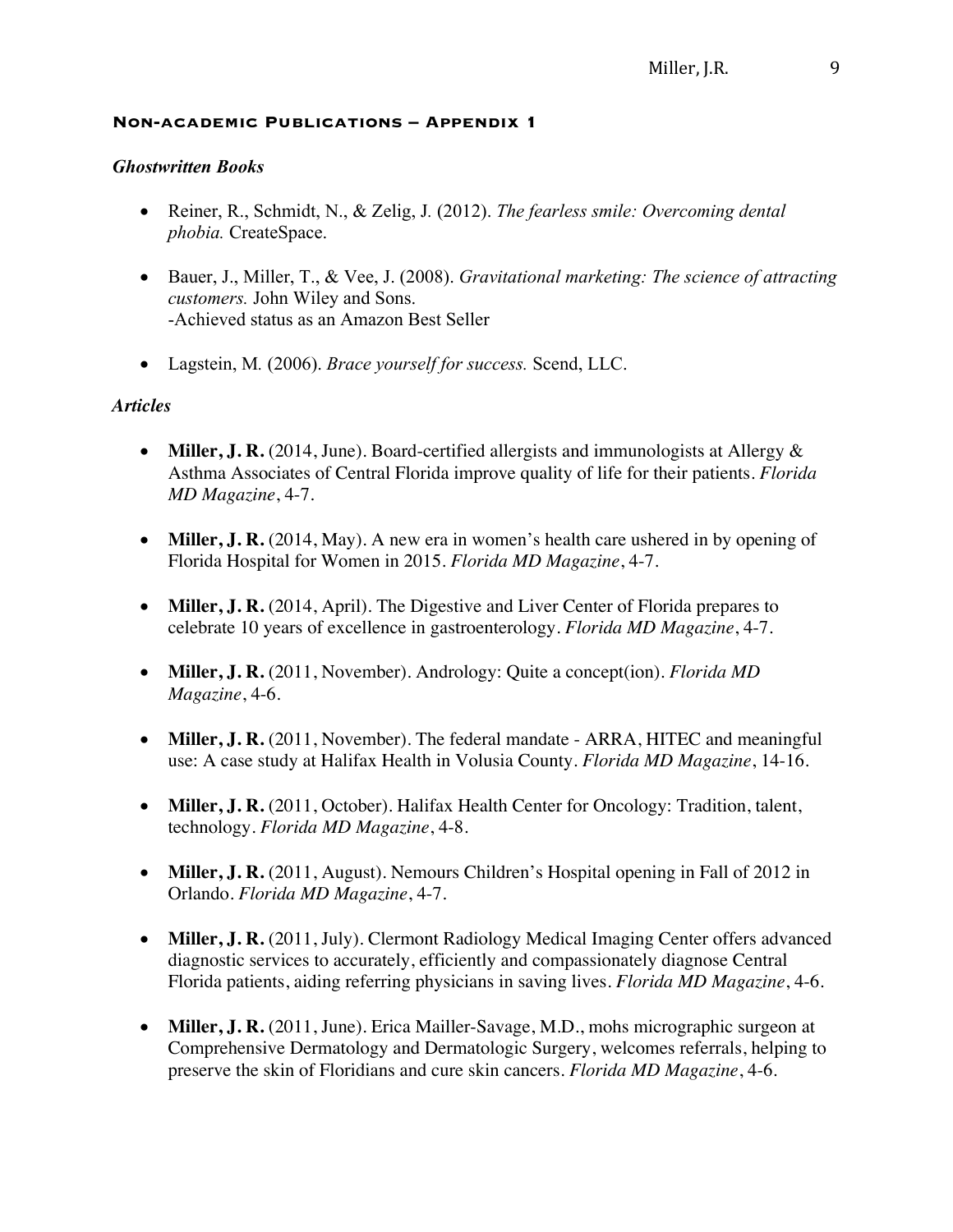## Non-academic Publications – Appendix 1

### *Ghostwritten Books*

- Reiner, R., Schmidt, N., & Zelig, J. (2012). *The fearless smile: Overcoming dental phobia.* CreateSpace.

- Bauer, J., Miller, T., & Vee, J. (2008). *Gravitational marketing: The science of attracting customers.* John Wiley and Sons.
  -Achieved status as an Amazon Best Seller

- Lagstein, M. (2006). *Brace yourself for success.* Scend, LLC.

### *Articles*

- **Miller, J. R.** (2014, June). Board-certified allergists and immunologists at Allergy & Asthma Associates of Central Florida improve quality of life for their patients. *Florida MD Magazine*, 4-7.

- **Miller, J. R.** (2014, May). A new era in women's health care ushered in by opening of Florida Hospital for Women in 2015. *Florida MD Magazine*, 4-7.

- **Miller, J. R.** (2014, April). The Digestive and Liver Center of Florida prepares to celebrate 10 years of excellence in gastroenterology. *Florida MD Magazine*, 4-7.

- **Miller, J. R.** (2011, November). Andrology: Quite a concept(ion). *Florida MD Magazine*, 4-6.

- **Miller, J. R.** (2011, November). The federal mandate - ARRA, HITEC and meaningful use: A case study at Halifax Health in Volusia County. *Florida MD Magazine*, 14-16.

- **Miller, J. R.** (2011, October). Halifax Health Center for Oncology: Tradition, talent, technology. *Florida MD Magazine*, 4-8.

- **Miller, J. R.** (2011, August). Nemours Children's Hospital opening in Fall of 2012 in Orlando. *Florida MD Magazine*, 4-7.

- **Miller, J. R.** (2011, July). Clermont Radiology Medical Imaging Center offers advanced diagnostic services to accurately, efficiently and compassionately diagnose Central Florida patients, aiding referring physicians in saving lives. *Florida MD Magazine*, 4-6.

- **Miller, J. R.** (2011, June). Erica Mailler-Savage, M.D., mohs micrographic surgeon at Comprehensive Dermatology and Dermatologic Surgery, welcomes referrals, helping to preserve the skin of Floridians and cure skin cancers. *Florida MD Magazine*, 4-6.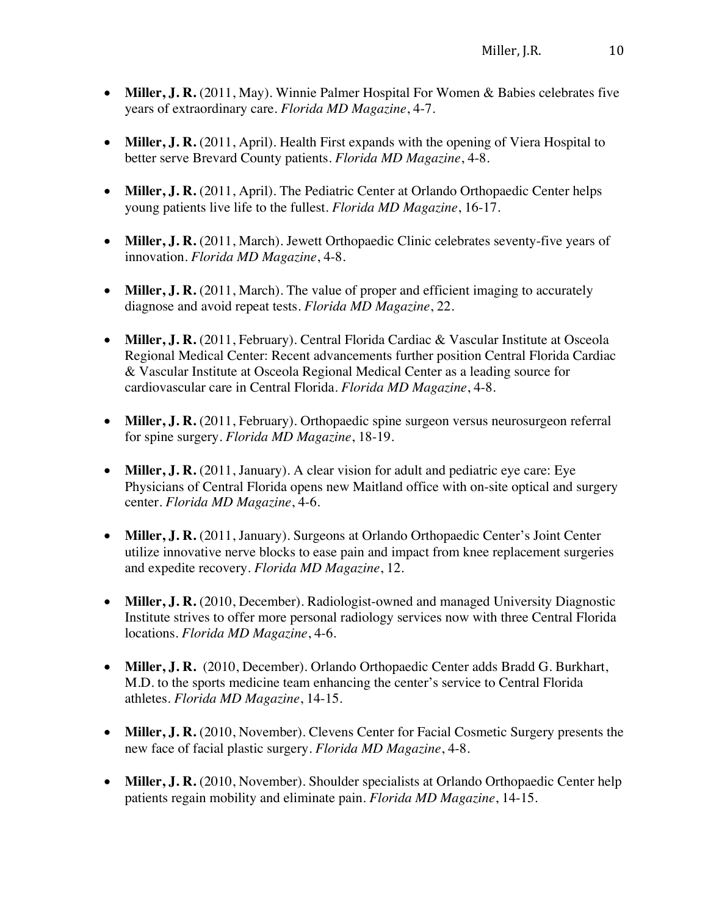- **Miller, J. R.** (2011, May). Winnie Palmer Hospital For Women & Babies celebrates five years of extraordinary care. *Florida MD Magazine*, 4-7.

- **Miller, J. R.** (2011, April). Health First expands with the opening of Viera Hospital to better serve Brevard County patients. *Florida MD Magazine*, 4-8.

- **Miller, J. R.** (2011, April). The Pediatric Center at Orlando Orthopaedic Center helps young patients live life to the fullest. *Florida MD Magazine*, 16-17.

- **Miller, J. R.** (2011, March). Jewett Orthopaedic Clinic celebrates seventy-five years of innovation. *Florida MD Magazine*, 4-8.

- **Miller, J. R.** (2011, March). The value of proper and efficient imaging to accurately diagnose and avoid repeat tests. *Florida MD Magazine*, 22.

- **Miller, J. R.** (2011, February). Central Florida Cardiac & Vascular Institute at Osceola Regional Medical Center: Recent advancements further position Central Florida Cardiac & Vascular Institute at Osceola Regional Medical Center as a leading source for cardiovascular care in Central Florida. *Florida MD Magazine*, 4-8.

- **Miller, J. R.** (2011, February). Orthopaedic spine surgeon versus neurosurgeon referral for spine surgery. *Florida MD Magazine*, 18-19.

- **Miller, J. R.** (2011, January). A clear vision for adult and pediatric eye care: Eye Physicians of Central Florida opens new Maitland office with on-site optical and surgery center. *Florida MD Magazine*, 4-6.

- **Miller, J. R.** (2011, January). Surgeons at Orlando Orthopaedic Center's Joint Center utilize innovative nerve blocks to ease pain and impact from knee replacement surgeries and expedite recovery. *Florida MD Magazine*, 12.

- **Miller, J. R.** (2010, December). Radiologist-owned and managed University Diagnostic Institute strives to offer more personal radiology services now with three Central Florida locations. *Florida MD Magazine*, 4-6.

- **Miller, J. R.** (2010, December). Orlando Orthopaedic Center adds Bradd G. Burkhart, M.D. to the sports medicine team enhancing the center's service to Central Florida athletes. *Florida MD Magazine*, 14-15.

- **Miller, J. R.** (2010, November). Clevens Center for Facial Cosmetic Surgery presents the new face of facial plastic surgery. *Florida MD Magazine*, 4-8.

- **Miller, J. R.** (2010, November). Shoulder specialists at Orlando Orthopaedic Center help patients regain mobility and eliminate pain. *Florida MD Magazine*, 14-15.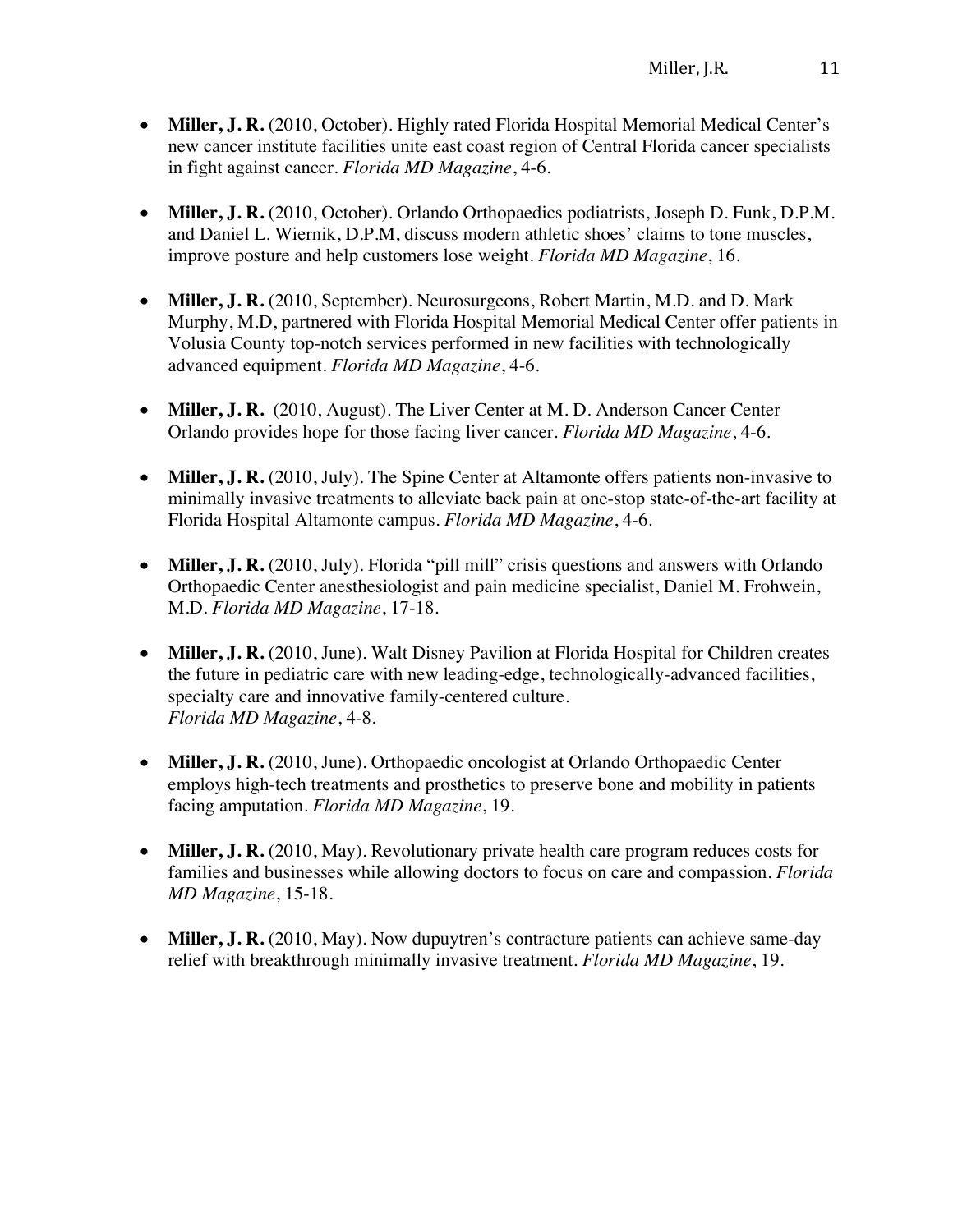- **Miller, J. R.** (2010, October). Highly rated Florida Hospital Memorial Medical Center's new cancer institute facilities unite east coast region of Central Florida cancer specialists in fight against cancer. *Florida MD Magazine*, 4-6.

- **Miller, J. R.** (2010, October). Orlando Orthopaedics podiatrists, Joseph D. Funk, D.P.M. and Daniel L. Wiernik, D.P.M, discuss modern athletic shoes' claims to tone muscles, improve posture and help customers lose weight. *Florida MD Magazine*, 16.

- **Miller, J. R.** (2010, September). Neurosurgeons, Robert Martin, M.D. and D. Mark Murphy, M.D, partnered with Florida Hospital Memorial Medical Center offer patients in Volusia County top-notch services performed in new facilities with technologically advanced equipment. *Florida MD Magazine*, 4-6.

- **Miller, J. R.** (2010, August). The Liver Center at M. D. Anderson Cancer Center Orlando provides hope for those facing liver cancer. *Florida MD Magazine*, 4-6.

- **Miller, J. R.** (2010, July). The Spine Center at Altamonte offers patients non-invasive to minimally invasive treatments to alleviate back pain at one-stop state-of-the-art facility at Florida Hospital Altamonte campus. *Florida MD Magazine*, 4-6.

- **Miller, J. R.** (2010, July). Florida "pill mill" crisis questions and answers with Orlando Orthopaedic Center anesthesiologist and pain medicine specialist, Daniel M. Frohwein, M.D. *Florida MD Magazine*, 17-18.

- **Miller, J. R.** (2010, June). Walt Disney Pavilion at Florida Hospital for Children creates the future in pediatric care with new leading-edge, technologically-advanced facilities, specialty care and innovative family-centered culture. *Florida MD Magazine*, 4-8.

- **Miller, J. R.** (2010, June). Orthopaedic oncologist at Orlando Orthopaedic Center employs high-tech treatments and prosthetics to preserve bone and mobility in patients facing amputation. *Florida MD Magazine*, 19.

- **Miller, J. R.** (2010, May). Revolutionary private health care program reduces costs for families and businesses while allowing doctors to focus on care and compassion. *Florida MD Magazine*, 15-18.

- **Miller, J. R.** (2010, May). Now dupuytren's contracture patients can achieve same-day relief with breakthrough minimally invasive treatment. *Florida MD Magazine*, 19.